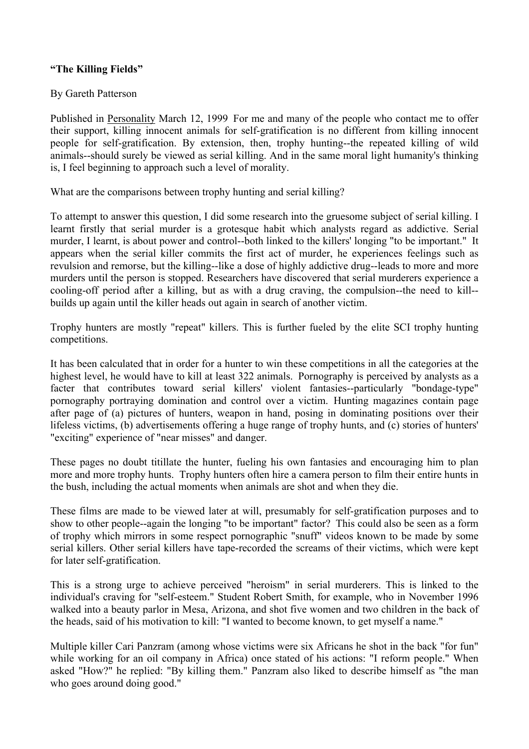**“The Killing Fields”**

By Gareth Patterson

Published in Personality March 12, 1999 For me and many of the people who contact me to offer their support, killing innocent animals for self-gratification is no different from killing innocent people for self-gratification. By extension, then, trophy hunting--the repeated killing of wild animals--should surely be viewed as serial killing. And in the same moral light humanity's thinking is, I feel beginning to approach such a level of morality.

What are the comparisons between trophy hunting and serial killing?

To attempt to answer this question, I did some research into the gruesome subject of serial killing. I learnt firstly that serial murder is a grotesque habit which analysts regard as addictive. Serial murder, I learnt, is about power and control--both linked to the killers' longing "to be important." It appears when the serial killer commits the first act of murder, he experiences feelings such as revulsion and remorse, but the killing--like a dose of highly addictive drug--leads to more and more murders until the person is stopped. Researchers have discovered that serial murderers experience a cooling-off period after a killing, but as with a drug craving, the compulsion--the need to kill--builds up again until the killer heads out again in search of another victim.

Trophy hunters are mostly "repeat" killers. This is further fueled by the elite SCI trophy hunting competitions.

It has been calculated that in order for a hunter to win these competitions in all the categories at the highest level, he would have to kill at least 322 animals. Pornography is perceived by analysts as a facter that contributes toward serial killers' violent fantasies--particularly "bondage-type" pornography portraying domination and control over a victim. Hunting magazines contain page after page of (a) pictures of hunters, weapon in hand, posing in dominating positions over their lifeless victims, (b) advertisements offering a huge range of trophy hunts, and (c) stories of hunters' "exciting" experience of "near misses" and danger.

These pages no doubt titillate the hunter, fueling his own fantasies and encouraging him to plan more and more trophy hunts. Trophy hunters often hire a camera person to film their entire hunts in the bush, including the actual moments when animals are shot and when they die.

These films are made to be viewed later at will, presumably for self-gratification purposes and to show to other people--again the longing "to be important" factor? This could also be seen as a form of trophy which mirrors in some respect pornographic "snuff" videos known to be made by some serial killers. Other serial killers have tape-recorded the screams of their victims, which were kept for later self-gratification.

This is a strong urge to achieve perceived "heroism" in serial murderers. This is linked to the individual's craving for "self-esteem." Student Robert Smith, for example, who in November 1996 walked into a beauty parlor in Mesa, Arizona, and shot five women and two children in the back of the heads, said of his motivation to kill: "I wanted to become known, to get myself a name."

Multiple killer Cari Panzram (among whose victims were six Africans he shot in the back "for fun" while working for an oil company in Africa) once stated of his actions: "I reform people." When asked "How?" he replied: "By killing them." Panzram also liked to describe himself as "the man who goes around doing good."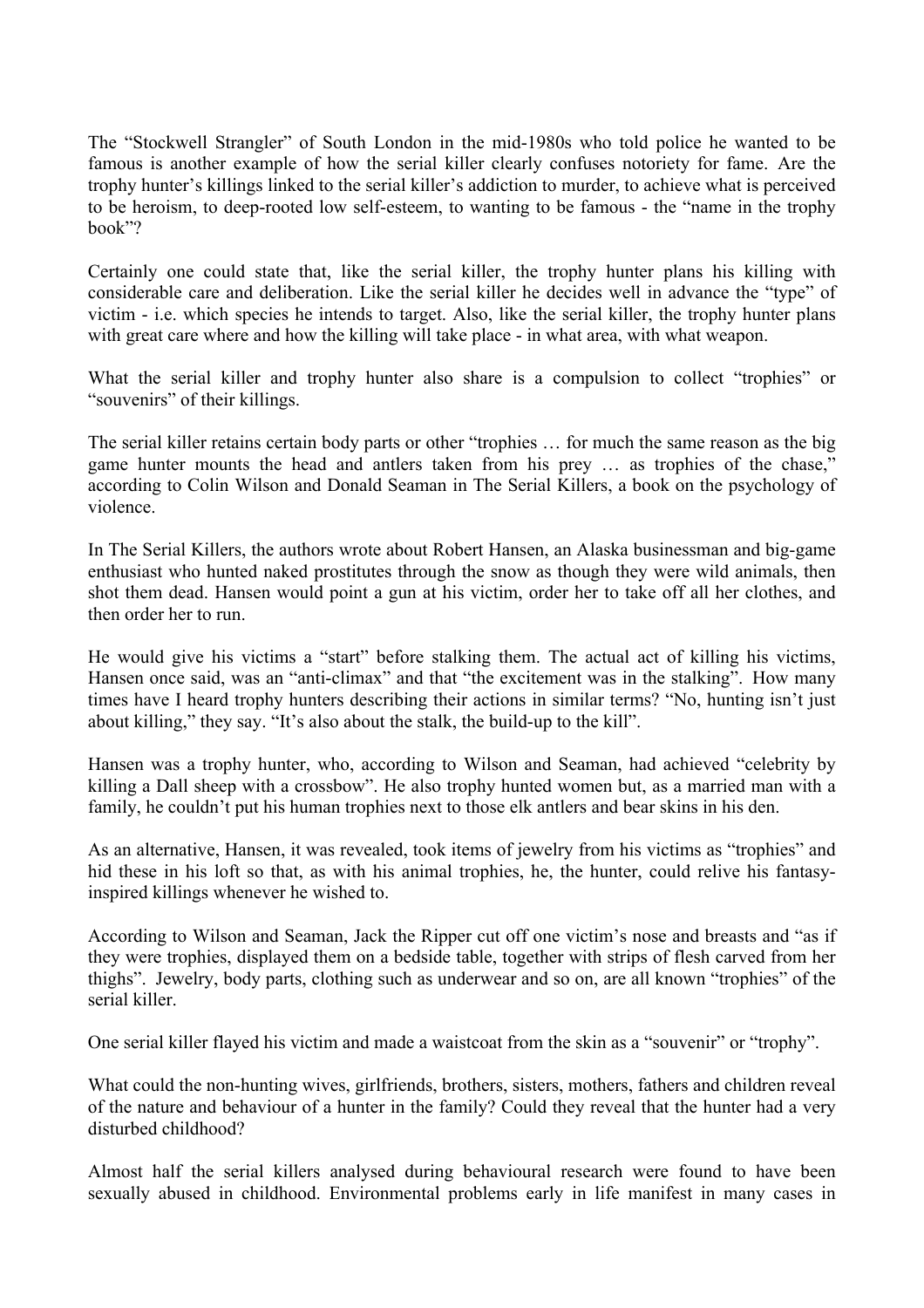The "Stockwell Strangler" of South London in the mid-1980s who told police he wanted to be famous is another example of how the serial killer clearly confuses notoriety for fame. Are the trophy hunter's killings linked to the serial killer's addiction to murder, to achieve what is perceived to be heroism, to deep-rooted low self-esteem, to wanting to be famous - the "name in the trophy book"?

Certainly one could state that, like the serial killer, the trophy hunter plans his killing with considerable care and deliberation. Like the serial killer he decides well in advance the "type" of victim - i.e. which species he intends to target. Also, like the serial killer, the trophy hunter plans with great care where and how the killing will take place - in what area, with what weapon.

What the serial killer and trophy hunter also share is a compulsion to collect "trophies" or "souvenirs" of their killings.

The serial killer retains certain body parts or other "trophies … for much the same reason as the big game hunter mounts the head and antlers taken from his prey … as trophies of the chase," according to Colin Wilson and Donald Seaman in The Serial Killers, a book on the psychology of violence.

In The Serial Killers, the authors wrote about Robert Hansen, an Alaska businessman and big-game enthusiast who hunted naked prostitutes through the snow as though they were wild animals, then shot them dead. Hansen would point a gun at his victim, order her to take off all her clothes, and then order her to run.

He would give his victims a "start" before stalking them. The actual act of killing his victims, Hansen once said, was an "anti-climax" and that "the excitement was in the stalking". How many times have I heard trophy hunters describing their actions in similar terms? "No, hunting isn't just about killing," they say. "It's also about the stalk, the build-up to the kill".

Hansen was a trophy hunter, who, according to Wilson and Seaman, had achieved "celebrity by killing a Dall sheep with a crossbow". He also trophy hunted women but, as a married man with a family, he couldn't put his human trophies next to those elk antlers and bear skins in his den.

As an alternative, Hansen, it was revealed, took items of jewelry from his victims as "trophies" and hid these in his loft so that, as with his animal trophies, he, the hunter, could relive his fantasy-inspired killings whenever he wished to.

According to Wilson and Seaman, Jack the Ripper cut off one victim's nose and breasts and "as if they were trophies, displayed them on a bedside table, together with strips of flesh carved from her thighs". Jewelry, body parts, clothing such as underwear and so on, are all known "trophies" of the serial killer.

One serial killer flayed his victim and made a waistcoat from the skin as a "souvenir" or "trophy".

What could the non-hunting wives, girlfriends, brothers, sisters, mothers, fathers and children reveal of the nature and behaviour of a hunter in the family? Could they reveal that the hunter had a very disturbed childhood?

Almost half the serial killers analysed during behavioural research were found to have been sexually abused in childhood. Environmental problems early in life manifest in many cases in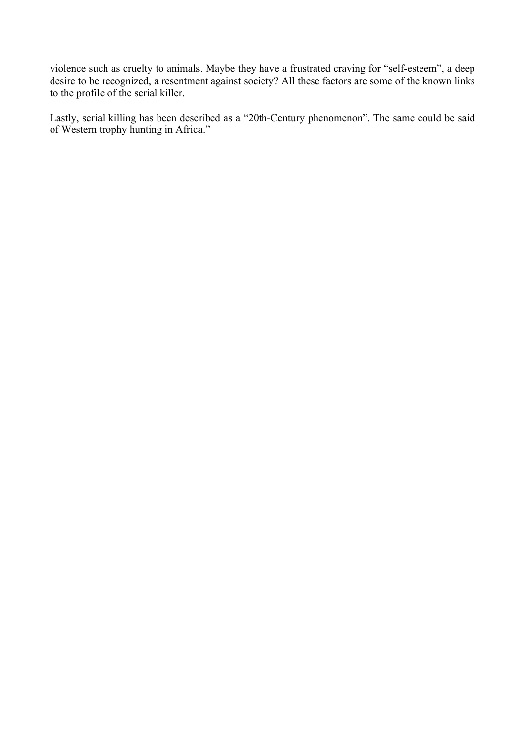violence such as cruelty to animals. Maybe they have a frustrated craving for "self-esteem", a deep desire to be recognized, a resentment against society? All these factors are some of the known links to the profile of the serial killer.

Lastly, serial killing has been described as a "20th-Century phenomenon". The same could be said of Western trophy hunting in Africa."